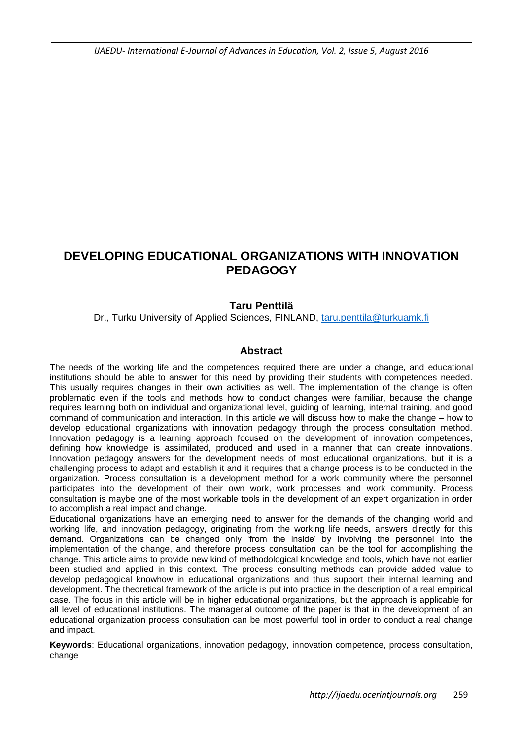# DEVELOPING EDUCATIONAL ORGANIZATIONS WITH INNOVATION PEDAGOGY

**Taru Penttilä**

Dr., Turku University of Applied Sciences, FINLAND, taru.penttila@turkuamk.fi

## Abstract

The needs of the working life and the competences required there are under a change, and educational institutions should be able to answer for this need by providing their students with competences needed. This usually requires changes in their own activities as well. The implementation of the change is often problematic even if the tools and methods how to conduct changes were familiar, because the change requires learning both on individual and organizational level, guiding of learning, internal training, and good command of communication and interaction. In this article we will discuss how to make the change – how to develop educational organizations with innovation pedagogy through the process consultation method. Innovation pedagogy is a learning approach focused on the development of innovation competences, defining how knowledge is assimilated, produced and used in a manner that can create innovations. Innovation pedagogy answers for the development needs of most educational organizations, but it is a challenging process to adapt and establish it and it requires that a change process is to be conducted in the organization. Process consultation is a development method for a work community where the personnel participates into the development of their own work, work processes and work community. Process consultation is maybe one of the most workable tools in the development of an expert organization in order to accomplish a real impact and change.

Educational organizations have an emerging need to answer for the demands of the changing world and working life, and innovation pedagogy, originating from the working life needs, answers directly for this demand. Organizations can be changed only 'from the inside' by involving the personnel into the implementation of the change, and therefore process consultation can be the tool for accomplishing the change. This article aims to provide new kind of methodological knowledge and tools, which have not earlier been studied and applied in this context. The process consulting methods can provide added value to develop pedagogical knowhow in educational organizations and thus support their internal learning and development. The theoretical framework of the article is put into practice in the description of a real empirical case. The focus in this article will be in higher educational organizations, but the approach is applicable for all level of educational institutions. The managerial outcome of the paper is that in the development of an educational organization process consultation can be most powerful tool in order to conduct a real change and impact.

**Keywords**: Educational organizations, innovation pedagogy, innovation competence, process consultation, change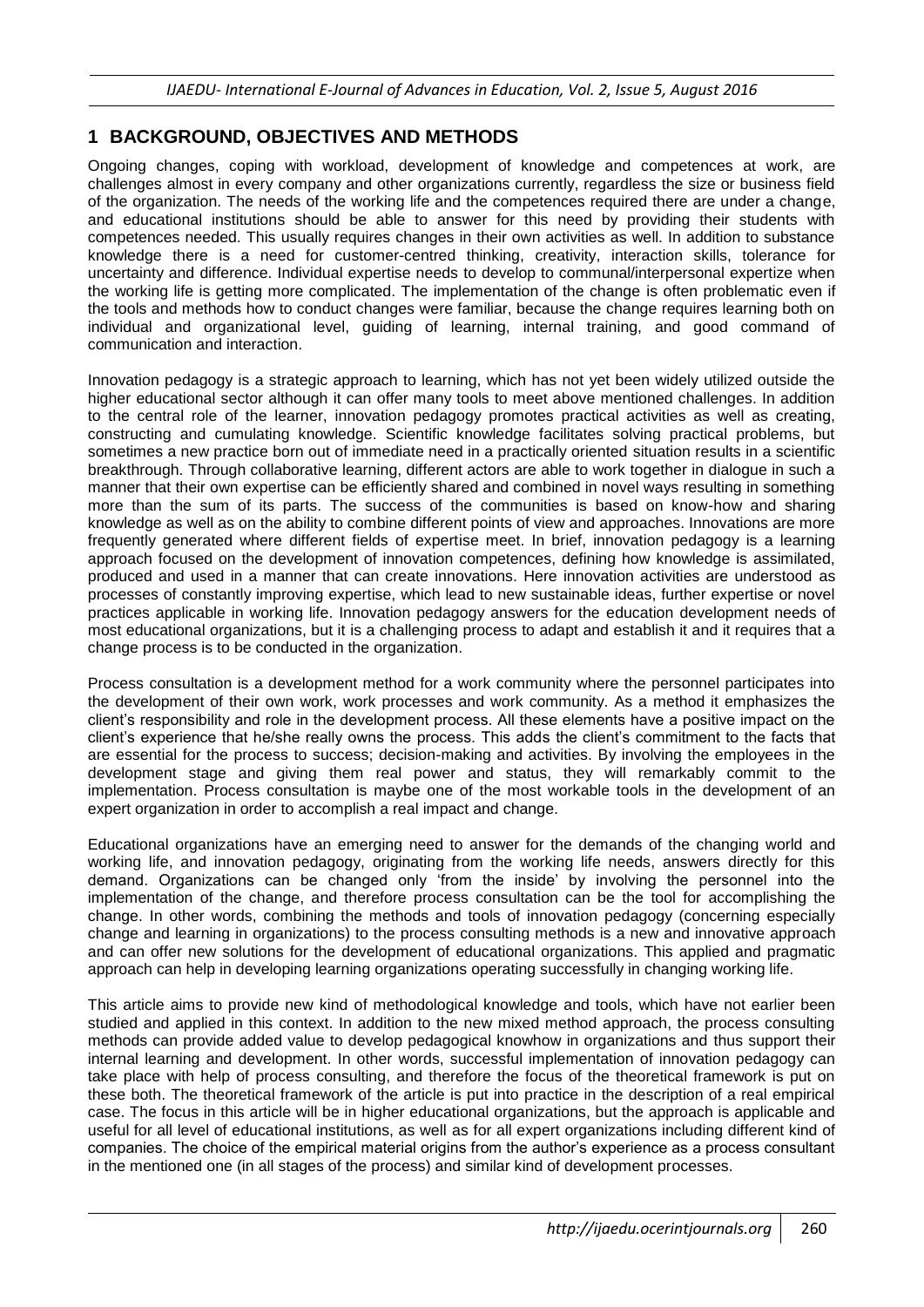## 1 BACKGROUND, OBJECTIVES AND METHODS

Ongoing changes, coping with workload, development of knowledge and competences at work, are challenges almost in every company and other organizations currently, regardless the size or business field of the organization. The needs of the working life and the competences required there are under a change, and educational institutions should be able to answer for this need by providing their students with competences needed. This usually requires changes in their own activities as well. In addition to substance knowledge there is a need for customer-centred thinking, creativity, interaction skills, tolerance for uncertainty and difference. Individual expertise needs to develop to communal/interpersonal expertize when the working life is getting more complicated. The implementation of the change is often problematic even if the tools and methods how to conduct changes were familiar, because the change requires learning both on individual and organizational level, guiding of learning, internal training, and good command of communication and interaction.

Innovation pedagogy is a strategic approach to learning, which has not yet been widely utilized outside the higher educational sector although it can offer many tools to meet above mentioned challenges. In addition to the central role of the learner, innovation pedagogy promotes practical activities as well as creating, constructing and cumulating knowledge. Scientific knowledge facilitates solving practical problems, but sometimes a new practice born out of immediate need in a practically oriented situation results in a scientific breakthrough. Through collaborative learning, different actors are able to work together in dialogue in such a manner that their own expertise can be efficiently shared and combined in novel ways resulting in something more than the sum of its parts. The success of the communities is based on know-how and sharing knowledge as well as on the ability to combine different points of view and approaches. Innovations are more frequently generated where different fields of expertise meet. In brief, innovation pedagogy is a learning approach focused on the development of innovation competences, defining how knowledge is assimilated, produced and used in a manner that can create innovations. Here innovation activities are understood as processes of constantly improving expertise, which lead to new sustainable ideas, further expertise or novel practices applicable in working life. Innovation pedagogy answers for the education development needs of most educational organizations, but it is a challenging process to adapt and establish it and it requires that a change process is to be conducted in the organization.

Process consultation is a development method for a work community where the personnel participates into the development of their own work, work processes and work community. As a method it emphasizes the client's responsibility and role in the development process. All these elements have a positive impact on the client's experience that he/she really owns the process. This adds the client's commitment to the facts that are essential for the process to success; decision-making and activities. By involving the employees in the development stage and giving them real power and status, they will remarkably commit to the implementation. Process consultation is maybe one of the most workable tools in the development of an expert organization in order to accomplish a real impact and change.

Educational organizations have an emerging need to answer for the demands of the changing world and working life, and innovation pedagogy, originating from the working life needs, answers directly for this demand. Organizations can be changed only 'from the inside' by involving the personnel into the implementation of the change, and therefore process consultation can be the tool for accomplishing the change. In other words, combining the methods and tools of innovation pedagogy (concerning especially change and learning in organizations) to the process consulting methods is a new and innovative approach and can offer new solutions for the development of educational organizations. This applied and pragmatic approach can help in developing learning organizations operating successfully in changing working life.

This article aims to provide new kind of methodological knowledge and tools, which have not earlier been studied and applied in this context. In addition to the new mixed method approach, the process consulting methods can provide added value to develop pedagogical knowhow in organizations and thus support their internal learning and development. In other words, successful implementation of innovation pedagogy can take place with help of process consulting, and therefore the focus of the theoretical framework is put on these both. The theoretical framework of the article is put into practice in the description of a real empirical case. The focus in this article will be in higher educational organizations, but the approach is applicable and useful for all level of educational institutions, as well as for all expert organizations including different kind of companies. The choice of the empirical material origins from the author's experience as a process consultant in the mentioned one (in all stages of the process) and similar kind of development processes.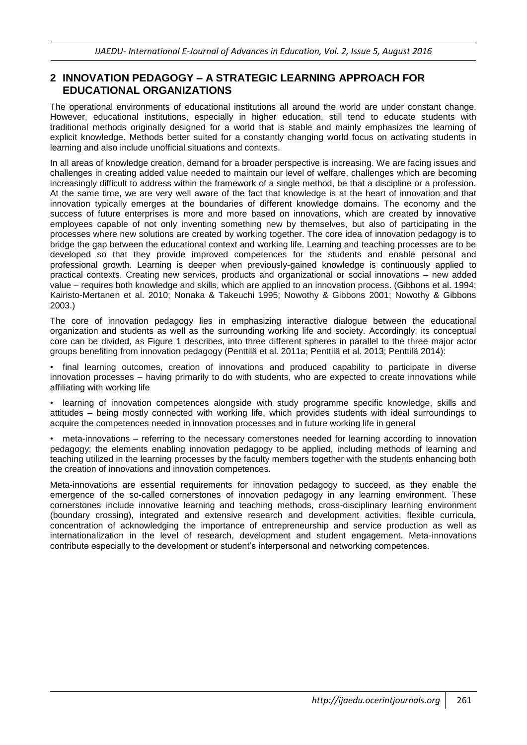## 2 INNOVATION PEDAGOGY – A STRATEGIC LEARNING APPROACH FOR EDUCATIONAL ORGANIZATIONS

The operational environments of educational institutions all around the world are under constant change. However, educational institutions, especially in higher education, still tend to educate students with traditional methods originally designed for a world that is stable and mainly emphasizes the learning of explicit knowledge. Methods better suited for a constantly changing world focus on activating students in learning and also include unofficial situations and contexts.

In all areas of knowledge creation, demand for a broader perspective is increasing. We are facing issues and challenges in creating added value needed to maintain our level of welfare, challenges which are becoming increasingly difficult to address within the framework of a single method, be that a discipline or a profession. At the same time, we are very well aware of the fact that knowledge is at the heart of innovation and that innovation typically emerges at the boundaries of different knowledge domains. The economy and the success of future enterprises is more and more based on innovations, which are created by innovative employees capable of not only inventing something new by themselves, but also of participating in the processes where new solutions are created by working together. The core idea of innovation pedagogy is to bridge the gap between the educational context and working life. Learning and teaching processes are to be developed so that they provide improved competences for the students and enable personal and professional growth. Learning is deeper when previously-gained knowledge is continuously applied to practical contexts. Creating new services, products and organizational or social innovations – new added value – requires both knowledge and skills, which are applied to an innovation process. (Gibbons et al. 1994; Kairisto-Mertanen et al. 2010; Nonaka & Takeuchi 1995; Nowothy & Gibbons 2001; Nowothy & Gibbons 2003.)

The core of innovation pedagogy lies in emphasizing interactive dialogue between the educational organization and students as well as the surrounding working life and society. Accordingly, its conceptual core can be divided, as Figure 1 describes, into three different spheres in parallel to the three major actor groups benefiting from innovation pedagogy (Penttilä et al. 2011a; Penttilä et al. 2013; Penttilä 2014):

- final learning outcomes, creation of innovations and produced capability to participate in diverse innovation processes – having primarily to do with students, who are expected to create innovations while affiliating with working life
- learning of innovation competences alongside with study programme specific knowledge, skills and attitudes – being mostly connected with working life, which provides students with ideal surroundings to acquire the competences needed in innovation processes and in future working life in general
- meta-innovations – referring to the necessary cornerstones needed for learning according to innovation pedagogy; the elements enabling innovation pedagogy to be applied, including methods of learning and teaching utilized in the learning processes by the faculty members together with the students enhancing both the creation of innovations and innovation competences.

Meta-innovations are essential requirements for innovation pedagogy to succeed, as they enable the emergence of the so-called cornerstones of innovation pedagogy in any learning environment. These cornerstones include innovative learning and teaching methods, cross-disciplinary learning environment (boundary crossing), integrated and extensive research and development activities, flexible curricula, concentration of acknowledging the importance of entrepreneurship and service production as well as internationalization in the level of research, development and student engagement. Meta-innovations contribute especially to the development or student's interpersonal and networking competences.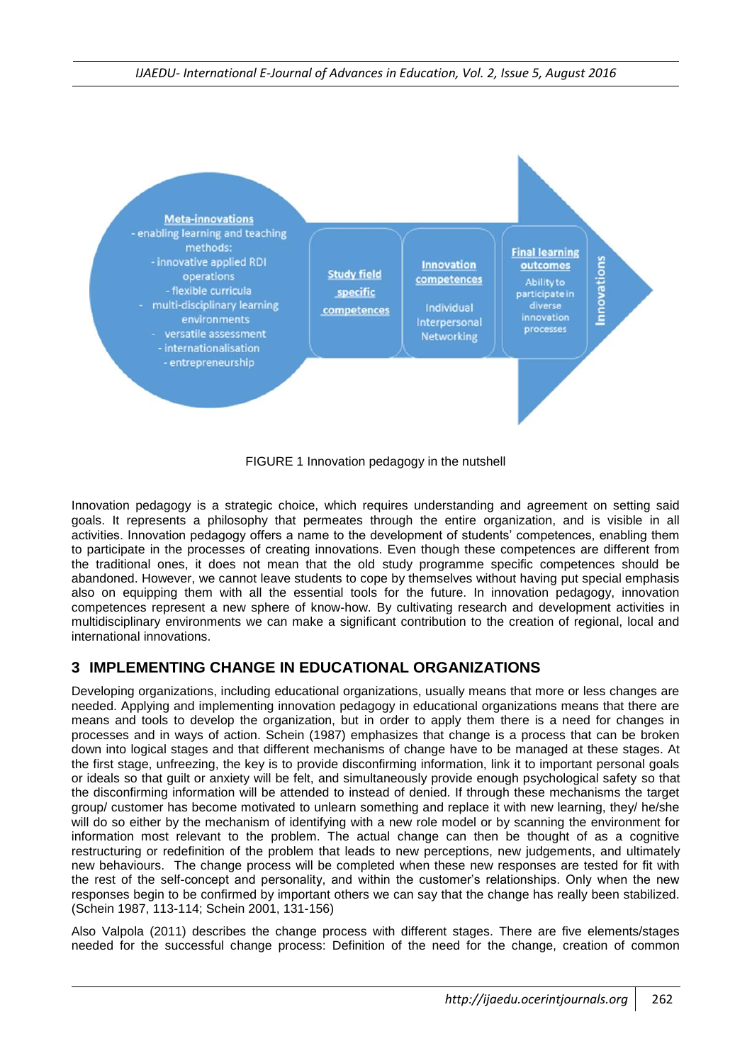**Meta-innovations**
- enabling learning and teaching methods:
  - innovative applied RDI operations
  - flexible curricula
  - multi-disciplinary learning environments
  - versatile assessment
  - internationalisation
  - entrepreneurship

**Study field specific competences**

**Innovation competences**
Individual
Interpersonal
Networking

**Final learning outcomes**
Ability to participate in diverse innovation processes

**Innovations**

FIGURE 1 Innovation pedagogy in the nutshell

Innovation pedagogy is a strategic choice, which requires understanding and agreement on setting said goals. It represents a philosophy that permeates through the entire organization, and is visible in all activities. Innovation pedagogy offers a name to the development of students' competences, enabling them to participate in the processes of creating innovations. Even though these competences are different from the traditional ones, it does not mean that the old study programme specific competences should be abandoned. However, we cannot leave students to cope by themselves without having put special emphasis also on equipping them with all the essential tools for the future. In innovation pedagogy, innovation competences represent a new sphere of know-how. By cultivating research and development activities in multidisciplinary environments we can make a significant contribution to the creation of regional, local and international innovations.

## 3 IMPLEMENTING CHANGE IN EDUCATIONAL ORGANIZATIONS

Developing organizations, including educational organizations, usually means that more or less changes are needed. Applying and implementing innovation pedagogy in educational organizations means that there are means and tools to develop the organization, but in order to apply them there is a need for changes in processes and in ways of action. Schein (1987) emphasizes that change is a process that can be broken down into logical stages and that different mechanisms of change have to be managed at these stages. At the first stage, unfreezing, the key is to provide disconfirming information, link it to important personal goals or ideals so that guilt or anxiety will be felt, and simultaneously provide enough psychological safety so that the disconfirming information will be attended to instead of denied. If through these mechanisms the target group/ customer has become motivated to unlearn something and replace it with new learning, they/ he/she will do so either by the mechanism of identifying with a new role model or by scanning the environment for information most relevant to the problem. The actual change can then be thought of as a cognitive restructuring or redefinition of the problem that leads to new perceptions, new judgements, and ultimately new behaviours. The change process will be completed when these new responses are tested for fit with the rest of the self-concept and personality, and within the customer's relationships. Only when the new responses begin to be confirmed by important others we can say that the change has really been stabilized. (Schein 1987, 113-114; Schein 2001, 131-156)

Also Valpola (2011) describes the change process with different stages. There are five elements/stages needed for the successful change process: Definition of the need for the change, creation of common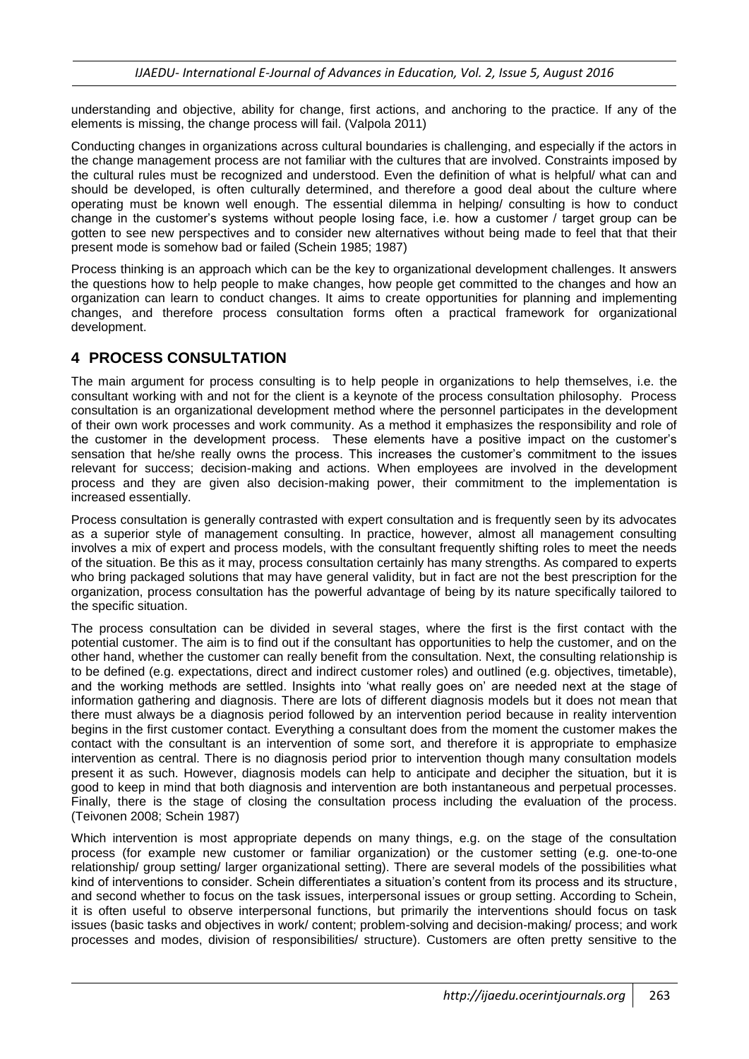understanding and objective, ability for change, first actions, and anchoring to the practice. If any of the elements is missing, the change process will fail. (Valpola 2011)

Conducting changes in organizations across cultural boundaries is challenging, and especially if the actors in the change management process are not familiar with the cultures that are involved. Constraints imposed by the cultural rules must be recognized and understood. Even the definition of what is helpful/ what can and should be developed, is often culturally determined, and therefore a good deal about the culture where operating must be known well enough. The essential dilemma in helping/ consulting is how to conduct change in the customer's systems without people losing face, i.e. how a customer / target group can be gotten to see new perspectives and to consider new alternatives without being made to feel that that their present mode is somehow bad or failed (Schein 1985; 1987)

Process thinking is an approach which can be the key to organizational development challenges. It answers the questions how to help people to make changes, how people get committed to the changes and how an organization can learn to conduct changes. It aims to create opportunities for planning and implementing changes, and therefore process consultation forms often a practical framework for organizational development.

## 4 PROCESS CONSULTATION

The main argument for process consulting is to help people in organizations to help themselves, i.e. the consultant working with and not for the client is a keynote of the process consultation philosophy. Process consultation is an organizational development method where the personnel participates in the development of their own work processes and work community. As a method it emphasizes the responsibility and role of the customer in the development process. These elements have a positive impact on the customer's sensation that he/she really owns the process. This increases the customer's commitment to the issues relevant for success; decision-making and actions. When employees are involved in the development process and they are given also decision-making power, their commitment to the implementation is increased essentially.

Process consultation is generally contrasted with expert consultation and is frequently seen by its advocates as a superior style of management consulting. In practice, however, almost all management consulting involves a mix of expert and process models, with the consultant frequently shifting roles to meet the needs of the situation. Be this as it may, process consultation certainly has many strengths. As compared to experts who bring packaged solutions that may have general validity, but in fact are not the best prescription for the organization, process consultation has the powerful advantage of being by its nature specifically tailored to the specific situation.

The process consultation can be divided in several stages, where the first is the first contact with the potential customer. The aim is to find out if the consultant has opportunities to help the customer, and on the other hand, whether the customer can really benefit from the consultation. Next, the consulting relationship is to be defined (e.g. expectations, direct and indirect customer roles) and outlined (e.g. objectives, timetable), and the working methods are settled. Insights into 'what really goes on' are needed next at the stage of information gathering and diagnosis. There are lots of different diagnosis models but it does not mean that there must always be a diagnosis period followed by an intervention period because in reality intervention begins in the first customer contact. Everything a consultant does from the moment the customer makes the contact with the consultant is an intervention of some sort, and therefore it is appropriate to emphasize intervention as central. There is no diagnosis period prior to intervention though many consultation models present it as such. However, diagnosis models can help to anticipate and decipher the situation, but it is good to keep in mind that both diagnosis and intervention are both instantaneous and perpetual processes. Finally, there is the stage of closing the consultation process including the evaluation of the process. (Teivonen 2008; Schein 1987)

Which intervention is most appropriate depends on many things, e.g. on the stage of the consultation process (for example new customer or familiar organization) or the customer setting (e.g. one-to-one relationship/ group setting/ larger organizational setting). There are several models of the possibilities what kind of interventions to consider. Schein differentiates a situation's content from its process and its structure, and second whether to focus on the task issues, interpersonal issues or group setting. According to Schein, it is often useful to observe interpersonal functions, but primarily the interventions should focus on task issues (basic tasks and objectives in work/ content; problem-solving and decision-making/ process; and work processes and modes, division of responsibilities/ structure). Customers are often pretty sensitive to the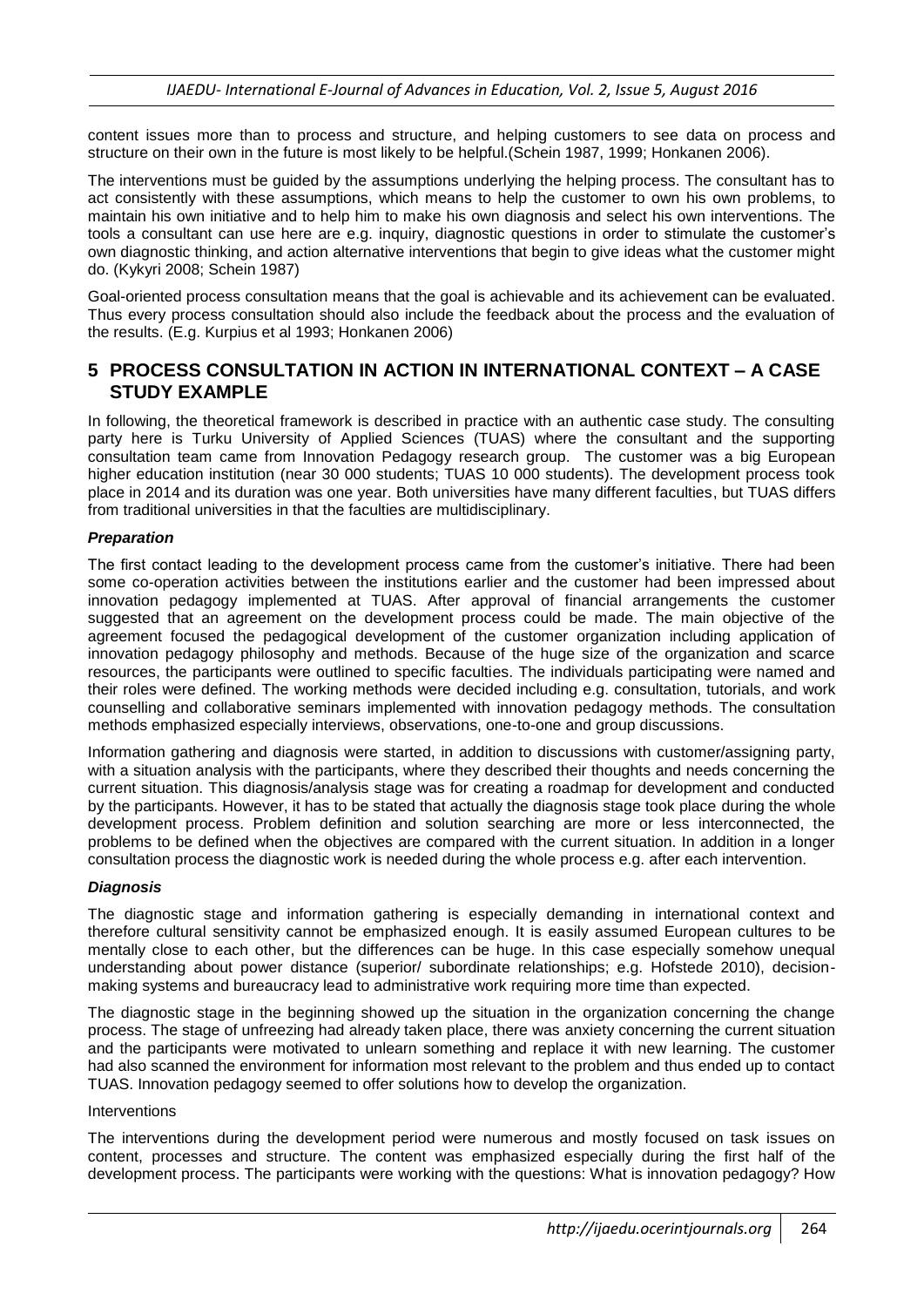content issues more than to process and structure, and helping customers to see data on process and structure on their own in the future is most likely to be helpful.(Schein 1987, 1999; Honkanen 2006).

The interventions must be guided by the assumptions underlying the helping process. The consultant has to act consistently with these assumptions, which means to help the customer to own his own problems, to maintain his own initiative and to help him to make his own diagnosis and select his own interventions. The tools a consultant can use here are e.g. inquiry, diagnostic questions in order to stimulate the customer's own diagnostic thinking, and action alternative interventions that begin to give ideas what the customer might do. (Kykyri 2008; Schein 1987)

Goal-oriented process consultation means that the goal is achievable and its achievement can be evaluated. Thus every process consultation should also include the feedback about the process and the evaluation of the results. (E.g. Kurpius et al 1993; Honkanen 2006)

## 5 PROCESS CONSULTATION IN ACTION IN INTERNATIONAL CONTEXT – A CASE STUDY EXAMPLE

In following, the theoretical framework is described in practice with an authentic case study. The consulting party here is Turku University of Applied Sciences (TUAS) where the consultant and the supporting consultation team came from Innovation Pedagogy research group. The customer was a big European higher education institution (near 30 000 students; TUAS 10 000 students). The development process took place in 2014 and its duration was one year. Both universities have many different faculties, but TUAS differs from traditional universities in that the faculties are multidisciplinary.

***Preparation***

The first contact leading to the development process came from the customer's initiative. There had been some co-operation activities between the institutions earlier and the customer had been impressed about innovation pedagogy implemented at TUAS. After approval of financial arrangements the customer suggested that an agreement on the development process could be made. The main objective of the agreement focused the pedagogical development of the customer organization including application of innovation pedagogy philosophy and methods. Because of the huge size of the organization and scarce resources, the participants were outlined to specific faculties. The individuals participating were named and their roles were defined. The working methods were decided including e.g. consultation, tutorials, and work counselling and collaborative seminars implemented with innovation pedagogy methods. The consultation methods emphasized especially interviews, observations, one-to-one and group discussions.

Information gathering and diagnosis were started, in addition to discussions with customer/assigning party, with a situation analysis with the participants, where they described their thoughts and needs concerning the current situation. This diagnosis/analysis stage was for creating a roadmap for development and conducted by the participants. However, it has to be stated that actually the diagnosis stage took place during the whole development process. Problem definition and solution searching are more or less interconnected, the problems to be defined when the objectives are compared with the current situation. In addition in a longer consultation process the diagnostic work is needed during the whole process e.g. after each intervention.

***Diagnosis***

The diagnostic stage and information gathering is especially demanding in international context and therefore cultural sensitivity cannot be emphasized enough. It is easily assumed European cultures to be mentally close to each other, but the differences can be huge. In this case especially somehow unequal understanding about power distance (superior/ subordinate relationships; e.g. Hofstede 2010), decision-making systems and bureaucracy lead to administrative work requiring more time than expected.

The diagnostic stage in the beginning showed up the situation in the organization concerning the change process. The stage of unfreezing had already taken place, there was anxiety concerning the current situation and the participants were motivated to unlearn something and replace it with new learning. The customer had also scanned the environment for information most relevant to the problem and thus ended up to contact TUAS. Innovation pedagogy seemed to offer solutions how to develop the organization.

Interventions

The interventions during the development period were numerous and mostly focused on task issues on content, processes and structure. The content was emphasized especially during the first half of the development process. The participants were working with the questions: What is innovation pedagogy? How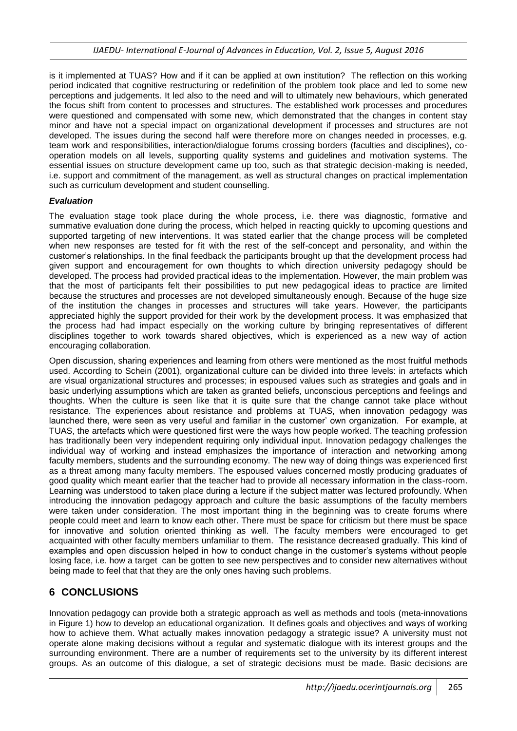is it implemented at TUAS? How and if it can be applied at own institution? The reflection on this working period indicated that cognitive restructuring or redefinition of the problem took place and led to some new perceptions and judgements. It led also to the need and will to ultimately new behaviours, which generated the focus shift from content to processes and structures. The established work processes and procedures were questioned and compensated with some new, which demonstrated that the changes in content stay minor and have not a special impact on organizational development if processes and structures are not developed. The issues during the second half were therefore more on changes needed in processes, e.g. team work and responsibilities, interaction/dialogue forums crossing borders (faculties and disciplines), co-operation models on all levels, supporting quality systems and guidelines and motivation systems. The essential issues on structure development came up too, such as that strategic decision-making is needed, i.e. support and commitment of the management, as well as structural changes on practical implementation such as curriculum development and student counselling.

### *Evaluation*

The evaluation stage took place during the whole process, i.e. there was diagnostic, formative and summative evaluation done during the process, which helped in reacting quickly to upcoming questions and supported targeting of new interventions. It was stated earlier that the change process will be completed when new responses are tested for fit with the rest of the self-concept and personality, and within the customer's relationships. In the final feedback the participants brought up that the development process had given support and encouragement for own thoughts to which direction university pedagogy should be developed. The process had provided practical ideas to the implementation. However, the main problem was that the most of participants felt their possibilities to put new pedagogical ideas to practice are limited because the structures and processes are not developed simultaneously enough. Because of the huge size of the institution the changes in processes and structures will take years. However, the participants appreciated highly the support provided for their work by the development process. It was emphasized that the process had had impact especially on the working culture by bringing representatives of different disciplines together to work towards shared objectives, which is experienced as a new way of action encouraging collaboration.

Open discussion, sharing experiences and learning from others were mentioned as the most fruitful methods used. According to Schein (2001), organizational culture can be divided into three levels: in artefacts which are visual organizational structures and processes; in espoused values such as strategies and goals and in basic underlying assumptions which are taken as granted beliefs, unconscious perceptions and feelings and thoughts. When the culture is seen like that it is quite sure that the change cannot take place without resistance. The experiences about resistance and problems at TUAS, when innovation pedagogy was launched there, were seen as very useful and familiar in the customer' own organization. For example, at TUAS, the artefacts which were questioned first were the ways how people worked. The teaching profession has traditionally been very independent requiring only individual input. Innovation pedagogy challenges the individual way of working and instead emphasizes the importance of interaction and networking among faculty members, students and the surrounding economy. The new way of doing things was experienced first as a threat among many faculty members. The espoused values concerned mostly producing graduates of good quality which meant earlier that the teacher had to provide all necessary information in the class-room. Learning was understood to taken place during a lecture if the subject matter was lectured profoundly. When introducing the innovation pedagogy approach and culture the basic assumptions of the faculty members were taken under consideration. The most important thing in the beginning was to create forums where people could meet and learn to know each other. There must be space for criticism but there must be space for innovative and solution oriented thinking as well. The faculty members were encouraged to get acquainted with other faculty members unfamiliar to them. The resistance decreased gradually. This kind of examples and open discussion helped in how to conduct change in the customer's systems without people losing face, i.e. how a target can be gotten to see new perspectives and to consider new alternatives without being made to feel that that they are the only ones having such problems.

## 6 CONCLUSIONS

Innovation pedagogy can provide both a strategic approach as well as methods and tools (meta-innovations in Figure 1) how to develop an educational organization. It defines goals and objectives and ways of working how to achieve them. What actually makes innovation pedagogy a strategic issue? A university must not operate alone making decisions without a regular and systematic dialogue with its interest groups and the surrounding environment. There are a number of requirements set to the university by its different interest groups. As an outcome of this dialogue, a set of strategic decisions must be made. Basic decisions are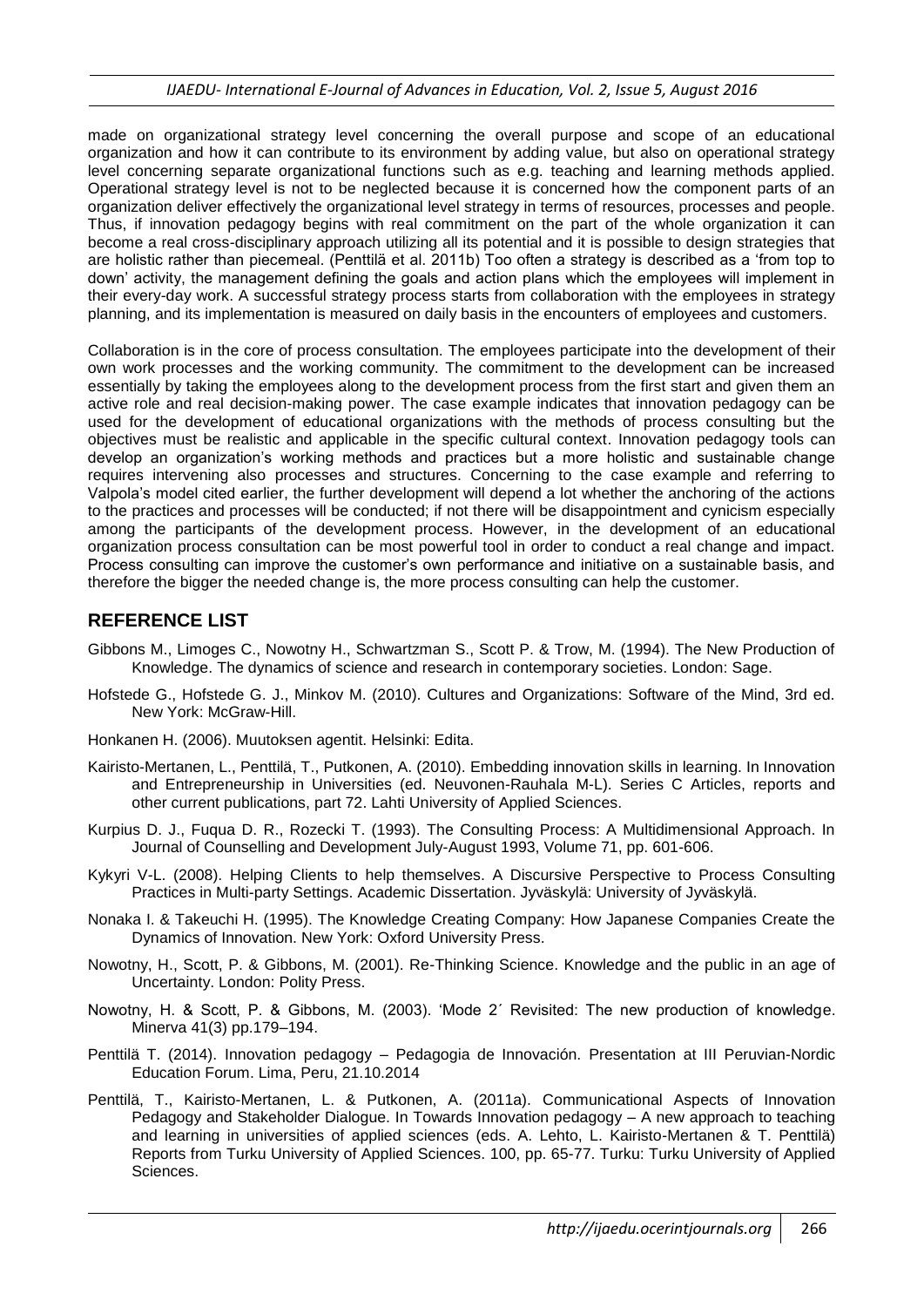made on organizational strategy level concerning the overall purpose and scope of an educational organization and how it can contribute to its environment by adding value, but also on operational strategy level concerning separate organizational functions such as e.g. teaching and learning methods applied. Operational strategy level is not to be neglected because it is concerned how the component parts of an organization deliver effectively the organizational level strategy in terms of resources, processes and people. Thus, if innovation pedagogy begins with real commitment on the part of the whole organization it can become a real cross-disciplinary approach utilizing all its potential and it is possible to design strategies that are holistic rather than piecemeal. (Penttilä et al. 2011b) Too often a strategy is described as a 'from top to down' activity, the management defining the goals and action plans which the employees will implement in their every-day work. A successful strategy process starts from collaboration with the employees in strategy planning, and its implementation is measured on daily basis in the encounters of employees and customers.

Collaboration is in the core of process consultation. The employees participate into the development of their own work processes and the working community. The commitment to the development can be increased essentially by taking the employees along to the development process from the first start and given them an active role and real decision-making power. The case example indicates that innovation pedagogy can be used for the development of educational organizations with the methods of process consulting but the objectives must be realistic and applicable in the specific cultural context. Innovation pedagogy tools can develop an organization's working methods and practices but a more holistic and sustainable change requires intervening also processes and structures. Concerning to the case example and referring to Valpola's model cited earlier, the further development will depend a lot whether the anchoring of the actions to the practices and processes will be conducted; if not there will be disappointment and cynicism especially among the participants of the development process. However, in the development of an educational organization process consultation can be most powerful tool in order to conduct a real change and impact. Process consulting can improve the customer's own performance and initiative on a sustainable basis, and therefore the bigger the needed change is, the more process consulting can help the customer.

## REFERENCE LIST

Gibbons M., Limoges C., Nowotny H., Schwartzman S., Scott P. & Trow, M. (1994). The New Production of Knowledge. The dynamics of science and research in contemporary societies. London: Sage.

Hofstede G., Hofstede G. J., Minkov M. (2010). Cultures and Organizations: Software of the Mind, 3rd ed. New York: McGraw-Hill.

Honkanen H. (2006). Muutoksen agentit. Helsinki: Edita.

Kairisto-Mertanen, L., Penttilä, T., Putkonen, A. (2010). Embedding innovation skills in learning. In Innovation and Entrepreneurship in Universities (ed. Neuvonen-Rauhala M-L). Series C Articles, reports and other current publications, part 72. Lahti University of Applied Sciences.

Kurpius D. J., Fuqua D. R., Rozecki T. (1993). The Consulting Process: A Multidimensional Approach. In Journal of Counselling and Development July-August 1993, Volume 71, pp. 601-606.

Kykyri V-L. (2008). Helping Clients to help themselves. A Discursive Perspective to Process Consulting Practices in Multi-party Settings. Academic Dissertation. Jyväskylä: University of Jyväskylä.

Nonaka I. & Takeuchi H. (1995). The Knowledge Creating Company: How Japanese Companies Create the Dynamics of Innovation. New York: Oxford University Press.

Nowotny, H., Scott, P. & Gibbons, M. (2001). Re-Thinking Science. Knowledge and the public in an age of Uncertainty. London: Polity Press.

Nowotny, H. & Scott, P. & Gibbons, M. (2003). 'Mode 2´ Revisited: The new production of knowledge. Minerva 41(3) pp.179–194.

Penttilä T. (2014). Innovation pedagogy – Pedagogia de Innovación. Presentation at III Peruvian-Nordic Education Forum. Lima, Peru, 21.10.2014

Penttilä, T., Kairisto-Mertanen, L. & Putkonen, A. (2011a). Communicational Aspects of Innovation Pedagogy and Stakeholder Dialogue. In Towards Innovation pedagogy – A new approach to teaching and learning in universities of applied sciences (eds. A. Lehto, L. Kairisto-Mertanen & T. Penttilä) Reports from Turku University of Applied Sciences. 100, pp. 65-77. Turku: Turku University of Applied Sciences.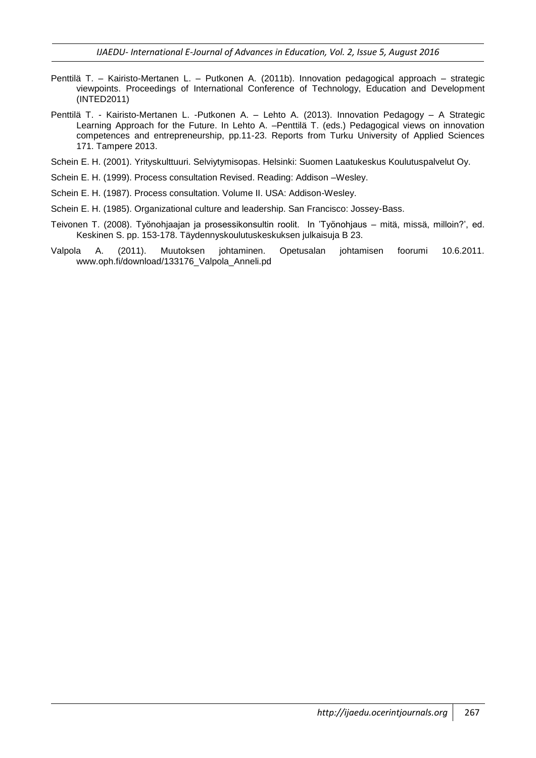Penttilä T. – Kairisto-Mertanen L. – Putkonen A. (2011b). Innovation pedagogical approach – strategic viewpoints. Proceedings of International Conference of Technology, Education and Development (INTED2011)

Penttilä T. - Kairisto-Mertanen L. -Putkonen A. – Lehto A. (2013). Innovation Pedagogy – A Strategic Learning Approach for the Future. In Lehto A. –Penttilä T. (eds.) Pedagogical views on innovation competences and entrepreneurship, pp.11-23. Reports from Turku University of Applied Sciences 171. Tampere 2013.

Schein E. H. (2001). Yrityskulttuuri. Selviytymisopas. Helsinki: Suomen Laatukeskus Koulutuspalvelut Oy.

Schein E. H. (1999). Process consultation Revised. Reading: Addison –Wesley.

Schein E. H. (1987). Process consultation. Volume II. USA: Addison-Wesley.

Schein E. H. (1985). Organizational culture and leadership. San Francisco: Jossey-Bass.

Teivonen T. (2008). Työnohjaajan ja prosessikonsultin roolit. In 'Työnohjaus – mitä, missä, milloin?', ed. Keskinen S. pp. 153-178. Täydennyskoulutuskeskuksen julkaisuja B 23.

Valpola A. (2011). Muutoksen johtaminen. Opetusalan johtamisen foorumi 10.6.2011. www.oph.fi/download/133176_Valpola_Anneli.pd